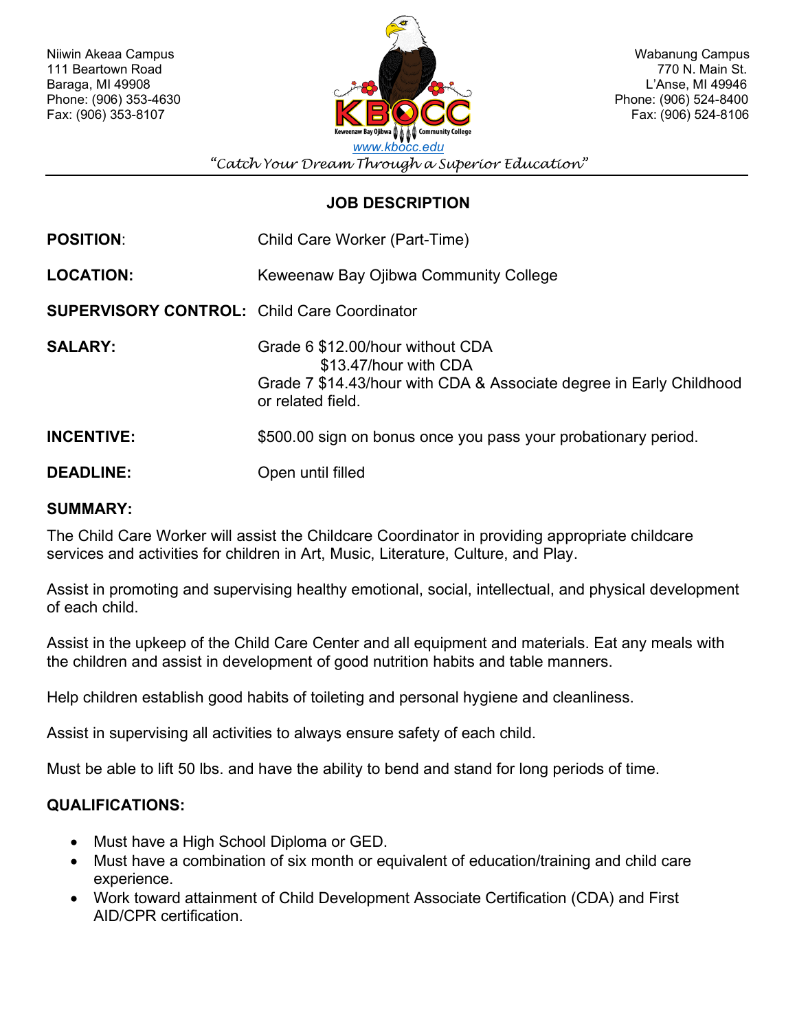Niiwin Akeaa Campus
111 Beartown Road
Baraga, MI 49908
Phone: (906) 353-4630
Fax: (906) 353-8107

Wabanung Campus
770 N. Main St.
L'Anse, MI 49946
Phone: (906) 524-8400
Fax: (906) 524-8106

KBOCC — Keweenaw Bay Ojibwa Community College

www.kbocc.edu

*"Catch Your Dream Through a Superior Education"*

## JOB DESCRIPTION

**POSITION**: Child Care Worker (Part-Time)

**LOCATION:** Keweenaw Bay Ojibwa Community College

**SUPERVISORY CONTROL:** Child Care Coordinator

**SALARY:** Grade 6 $12.00/hour without CDA
$13.47/hour with CDA
Grade 7 $14.43/hour with CDA & Associate degree in Early Childhood or related field.

**INCENTIVE:** $500.00 sign on bonus once you pass your probationary period.

**DEADLINE:** Open until filled

### SUMMARY:

The Child Care Worker will assist the Childcare Coordinator in providing appropriate childcare services and activities for children in Art, Music, Literature, Culture, and Play.

Assist in promoting and supervising healthy emotional, social, intellectual, and physical development of each child.

Assist in the upkeep of the Child Care Center and all equipment and materials. Eat any meals with the children and assist in development of good nutrition habits and table manners.

Help children establish good habits of toileting and personal hygiene and cleanliness.

Assist in supervising all activities to always ensure safety of each child.

Must be able to lift 50 lbs. and have the ability to bend and stand for long periods of time.

### QUALIFICATIONS:

- Must have a High School Diploma or GED.
- Must have a combination of six month or equivalent of education/training and child care experience.
- Work toward attainment of Child Development Associate Certification (CDA) and First AID/CPR certification.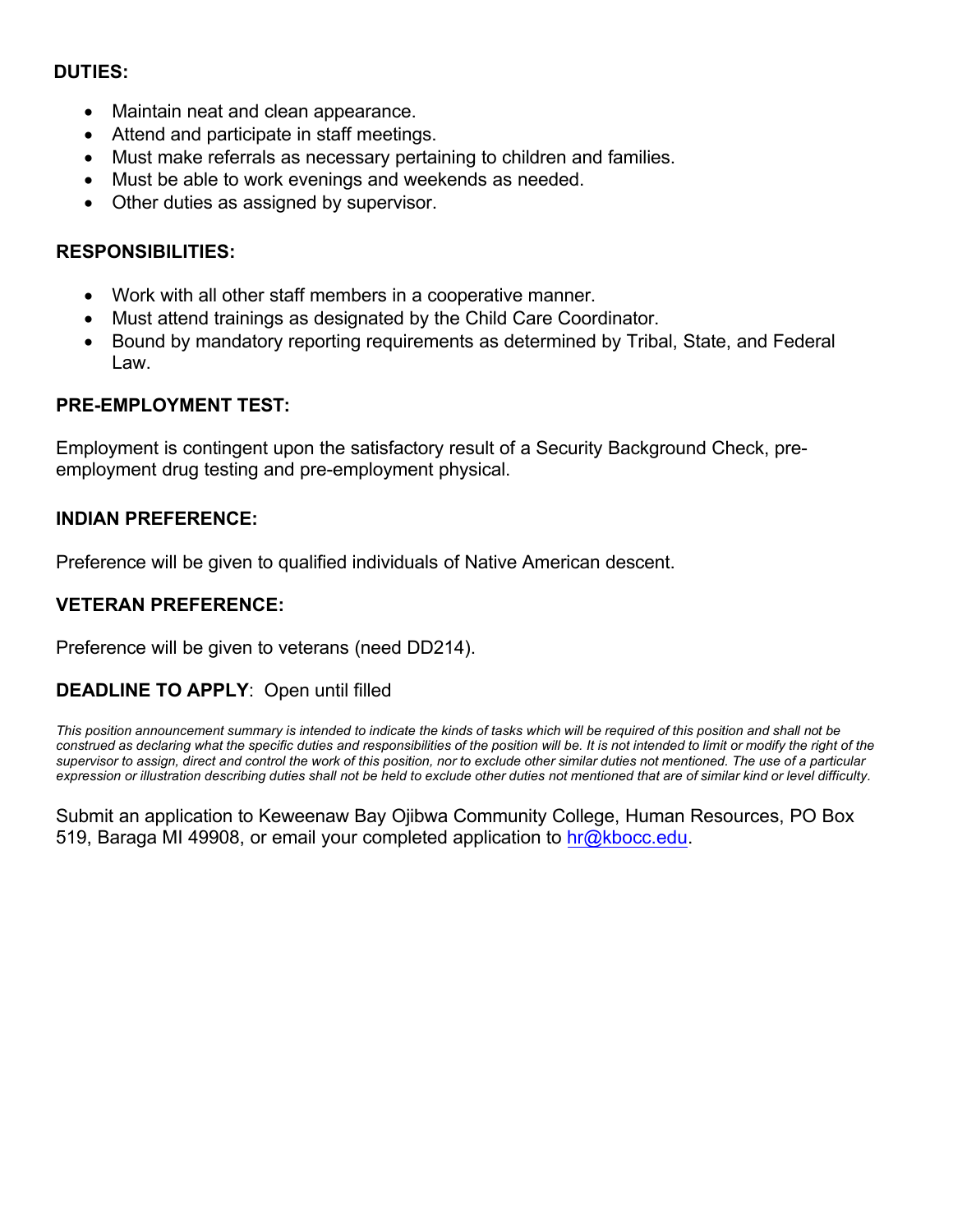**DUTIES:**

- Maintain neat and clean appearance.
- Attend and participate in staff meetings.
- Must make referrals as necessary pertaining to children and families.
- Must be able to work evenings and weekends as needed.
- Other duties as assigned by supervisor.

**RESPONSIBILITIES:**

- Work with all other staff members in a cooperative manner.
- Must attend trainings as designated by the Child Care Coordinator.
- Bound by mandatory reporting requirements as determined by Tribal, State, and Federal Law.

**PRE-EMPLOYMENT TEST:**

Employment is contingent upon the satisfactory result of a Security Background Check, pre-employment drug testing and pre-employment physical.

**INDIAN PREFERENCE:**

Preference will be given to qualified individuals of Native American descent.

**VETERAN PREFERENCE:**

Preference will be given to veterans (need DD214).

**DEADLINE TO APPLY**: Open until filled

*This position announcement summary is intended to indicate the kinds of tasks which will be required of this position and shall not be construed as declaring what the specific duties and responsibilities of the position will be. It is not intended to limit or modify the right of the supervisor to assign, direct and control the work of this position, nor to exclude other similar duties not mentioned. The use of a particular expression or illustration describing duties shall not be held to exclude other duties not mentioned that are of similar kind or level difficulty.*

Submit an application to Keweenaw Bay Ojibwa Community College, Human Resources, PO Box 519, Baraga MI 49908, or email your completed application to hr@kbocc.edu.